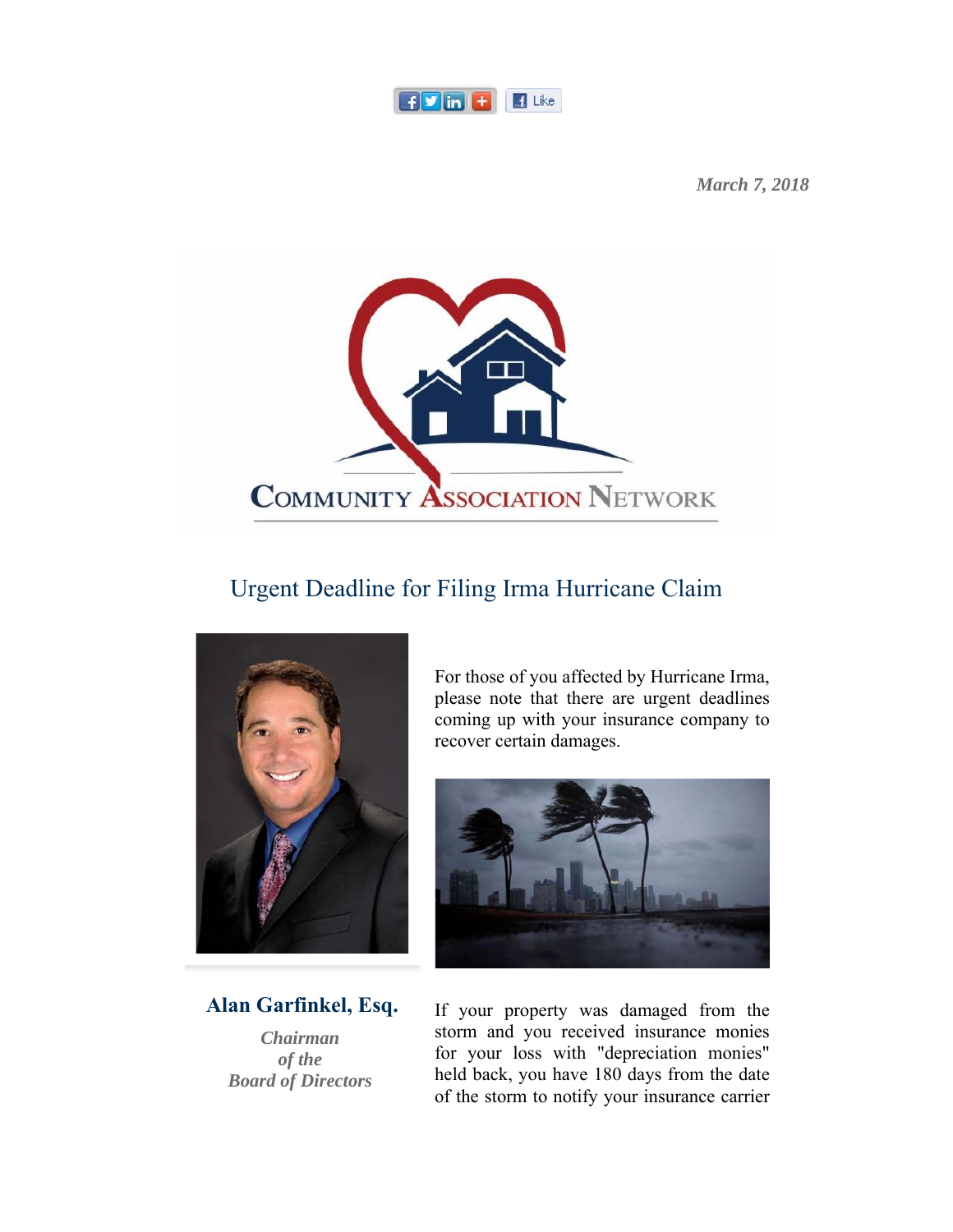*March 7, 2018*

COMMUNITY ASSOCIATION NETWORK

## Urgent Deadline for Filing Irma Hurricane Claim

**Alan Garfinkel, Esq.**

*Chairman of the Board of Directors*

For those of you affected by Hurricane Irma, please note that there are urgent deadlines coming up with your insurance company to recover certain damages.

If your property was damaged from the storm and you received insurance monies for your loss with "depreciation monies" held back, you have 180 days from the date of the storm to notify your insurance carrier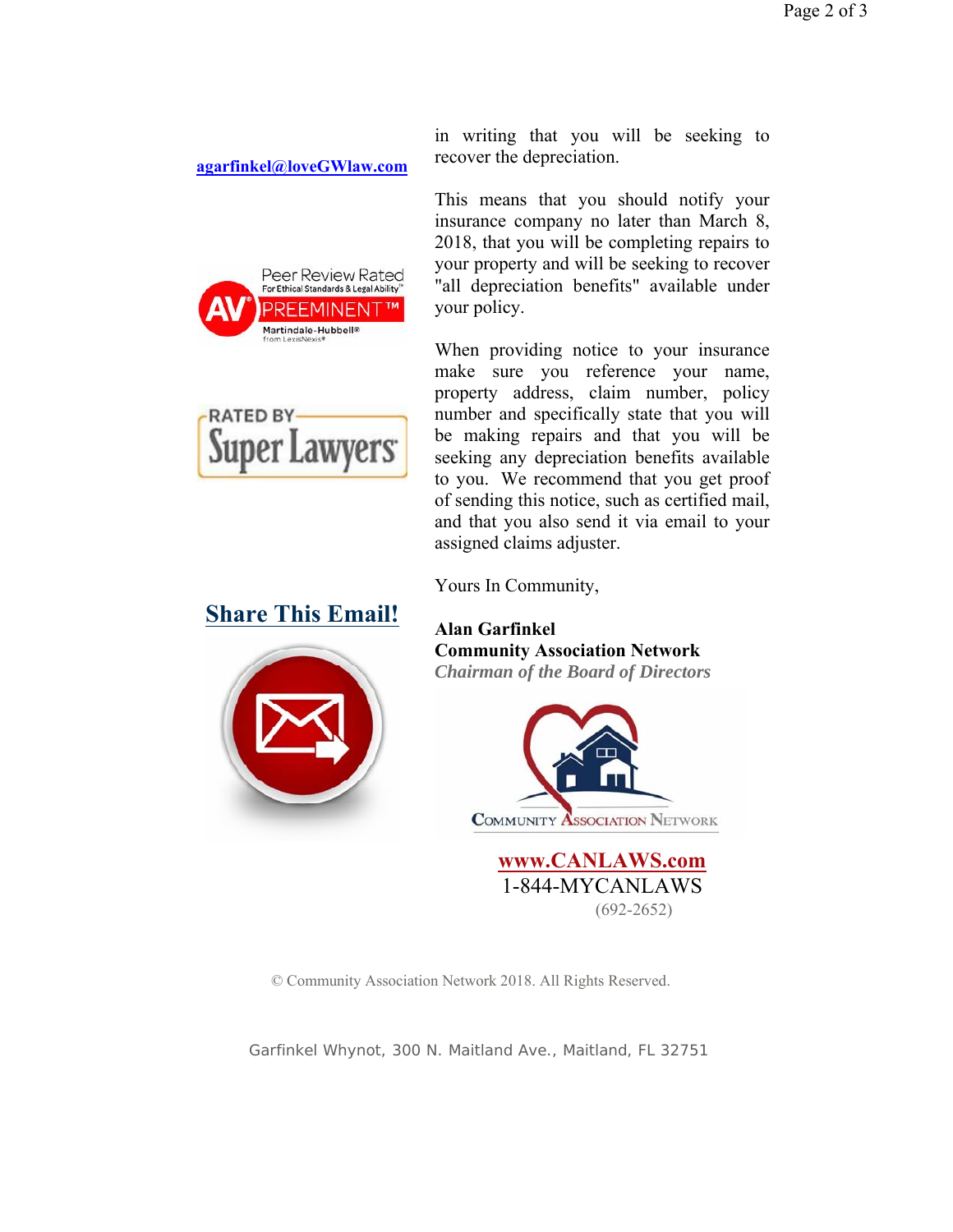agarfinkel@loveGWlaw.com

in writing that you will be seeking to recover the depreciation.

This means that you should notify your insurance company no later than March 8, 2018, that you will be completing repairs to your property and will be seeking to recover "all depreciation benefits" available under your policy.

When providing notice to your insurance make sure you reference your name, property address, claim number, policy number and specifically state that you will be making repairs and that you will be seeking any depreciation benefits available to you. We recommend that you get proof of sending this notice, such as certified mail, and that you also send it via email to your assigned claims adjuster.

Yours In Community,

**Alan Garfinkel**
**Community Association Network**
***Chairman of the Board of Directors***

## Share This Email!

www.CANLAWS.com
1-844-MYCANLAWS
(692-2652)

© Community Association Network 2018. All Rights Reserved.

Garfinkel Whynot, 300 N. Maitland Ave., Maitland, FL 32751